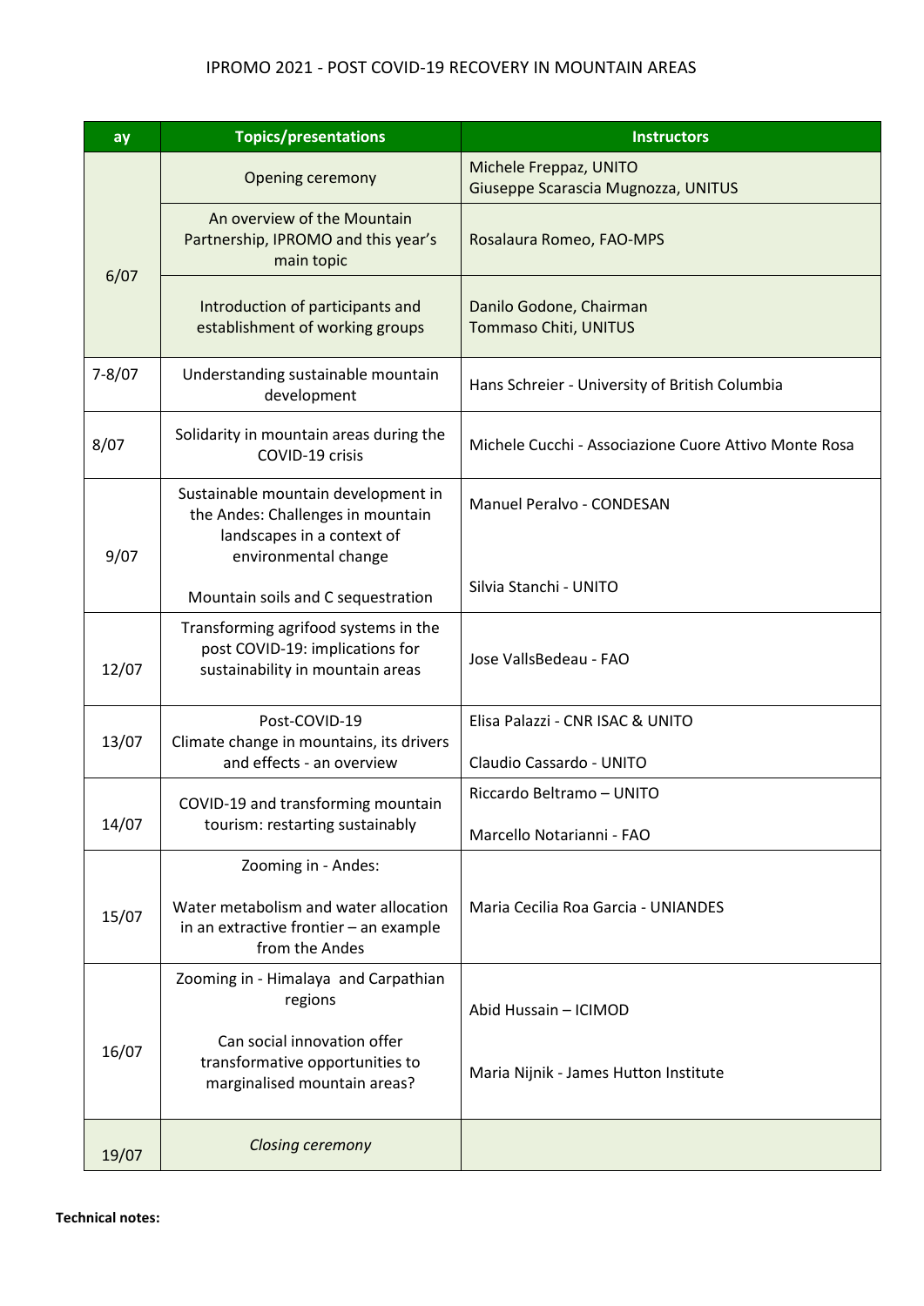IPROMO 2021 - POST COVID-19 RECOVERY IN MOUNTAIN AREAS

| ay | Topics/presentations | Instructors |
|---|---|---|
| 6/07 | Opening ceremony | Michele Freppaz, UNITO<br>Giuseppe Scarascia Mugnozza, UNITUS |
| | An overview of the Mountain Partnership, IPROMO and this year's main topic | Rosalaura Romeo, FAO-MPS |
| | Introduction of participants and establishment of working groups | Danilo Godone, Chairman<br>Tommaso Chiti, UNITUS |
| 7-8/07 | Understanding sustainable mountain development | Hans Schreier - University of British Columbia |
| 8/07 | Solidarity in mountain areas during the COVID-19 crisis | Michele Cucchi - Associazione Cuore Attivo Monte Rosa |
| 9/07 | Sustainable mountain development in the Andes: Challenges in mountain landscapes in a context of environmental change<br><br>Mountain soils and C sequestration | Manuel Peralvo - CONDESAN<br><br>Silvia Stanchi - UNITO |
| 12/07 | Transforming agrifood systems in the post COVID-19: implications for sustainability in mountain areas | Jose VallsBedeau - FAO |
| 13/07 | Post-COVID-19<br>Climate change in mountains, its drivers and effects - an overview | Elisa Palazzi - CNR ISAC & UNITO<br><br>Claudio Cassardo - UNITO |
| 14/07 | COVID-19 and transforming mountain tourism: restarting sustainably | Riccardo Beltramo – UNITO<br><br>Marcello Notarianni - FAO |
| 15/07 | Zooming in - Andes:<br><br>Water metabolism and water allocation in an extractive frontier – an example from the Andes | Maria Cecilia Roa Garcia - UNIANDES |
| 16/07 | Zooming in - Himalaya and Carpathian regions<br><br>Can social innovation offer transformative opportunities to marginalised mountain areas? | Abid Hussain – ICIMOD<br><br>Maria Nijnik - James Hutton Institute |
| 19/07 | *Closing ceremony* | |

**Technical notes:**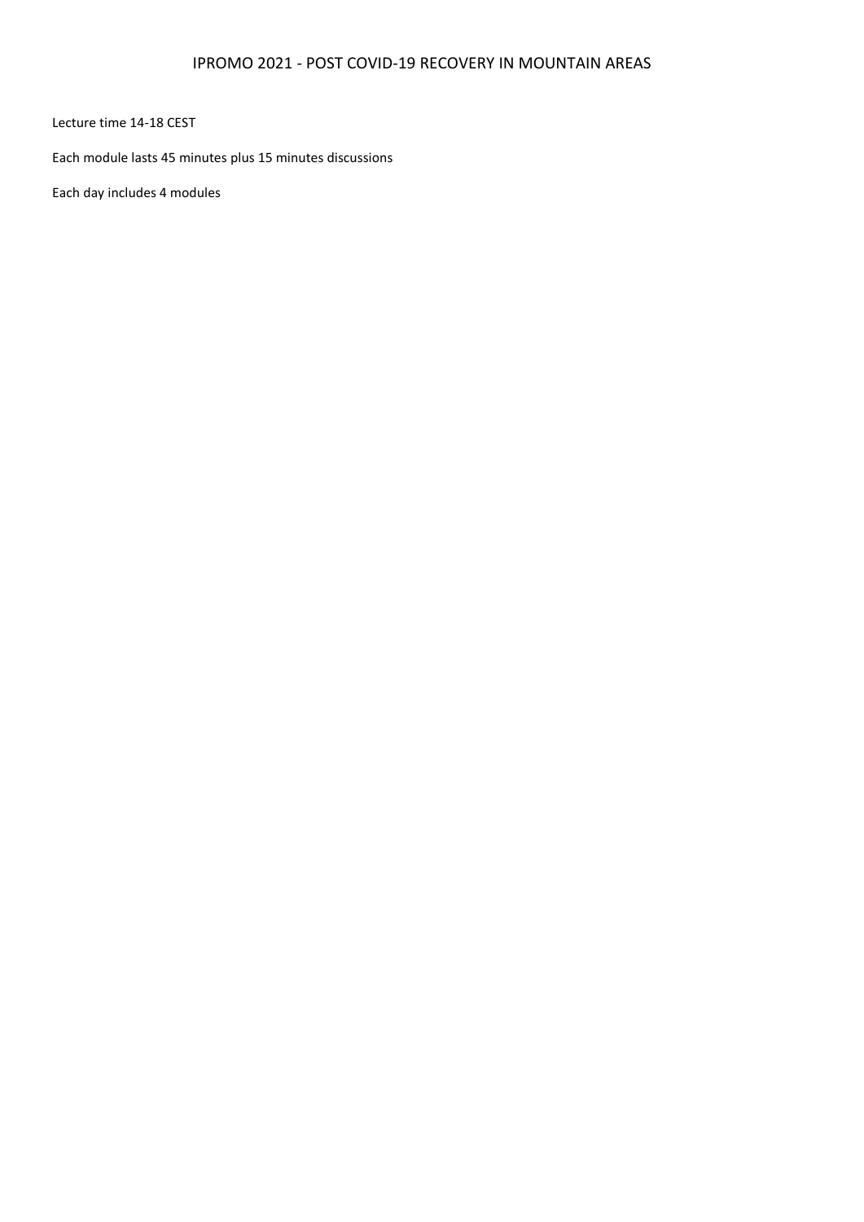# IPROMO 2021 - POST COVID-19 RECOVERY IN MOUNTAIN AREAS

Lecture time 14-18 CEST

Each module lasts 45 minutes plus 15 minutes discussions

Each day includes 4 modules